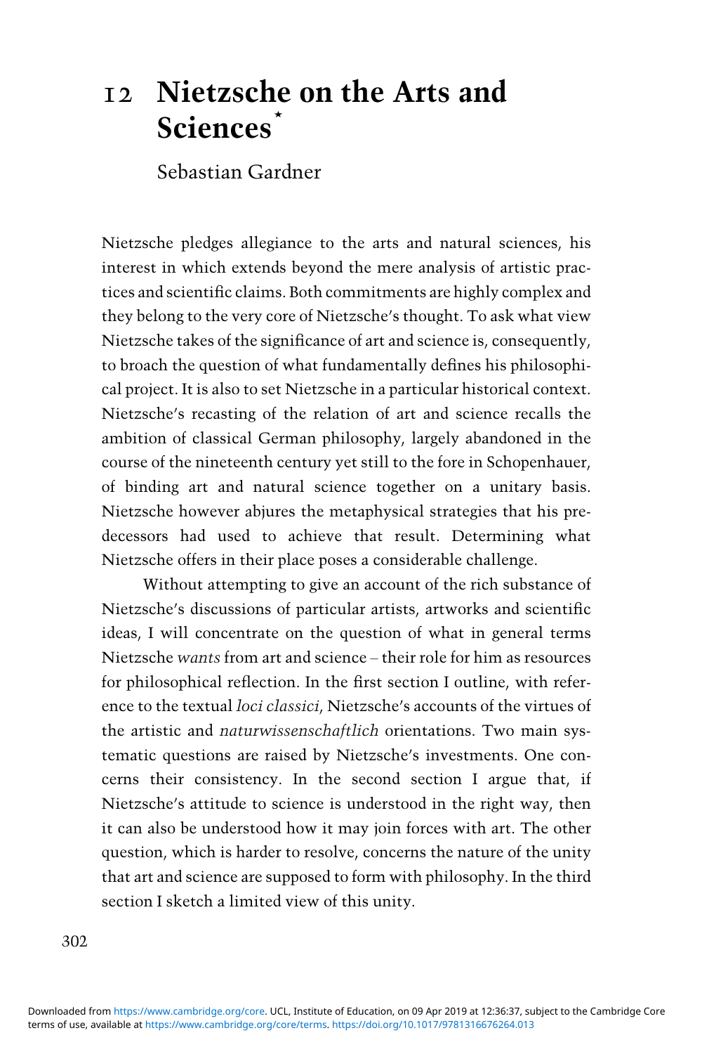# 12 Nietzsche on the Arts and Sciences*

Sebastian Gardner

Nietzsche pledges allegiance to the arts and natural sciences, his interest in which extends beyond the mere analysis of artistic practices and scientific claims. Both commitments are highly complex and they belong to the very core of Nietzsche's thought. To ask what view Nietzsche takes of the significance of art and science is, consequently, to broach the question of what fundamentally defines his philosophical project. It is also to set Nietzsche in a particular historical context. Nietzsche's recasting of the relation of art and science recalls the ambition of classical German philosophy, largely abandoned in the course of the nineteenth century yet still to the fore in Schopenhauer, of binding art and natural science together on a unitary basis. Nietzsche however abjures the metaphysical strategies that his predecessors had used to achieve that result. Determining what Nietzsche offers in their place poses a considerable challenge.

Without attempting to give an account of the rich substance of Nietzsche's discussions of particular artists, artworks and scientific ideas, I will concentrate on the question of what in general terms Nietzsche *wants* from art and science – their role for him as resources for philosophical reflection. In the first section I outline, with reference to the textual *loci classici*, Nietzsche's accounts of the virtues of the artistic and *naturwissenschaftlich* orientations. Two main systematic questions are raised by Nietzsche's investments. One concerns their consistency. In the second section I argue that, if Nietzsche's attitude to science is understood in the right way, then it can also be understood how it may join forces with art. The other question, which is harder to resolve, concerns the nature of the unity that art and science are supposed to form with philosophy. In the third section I sketch a limited view of this unity.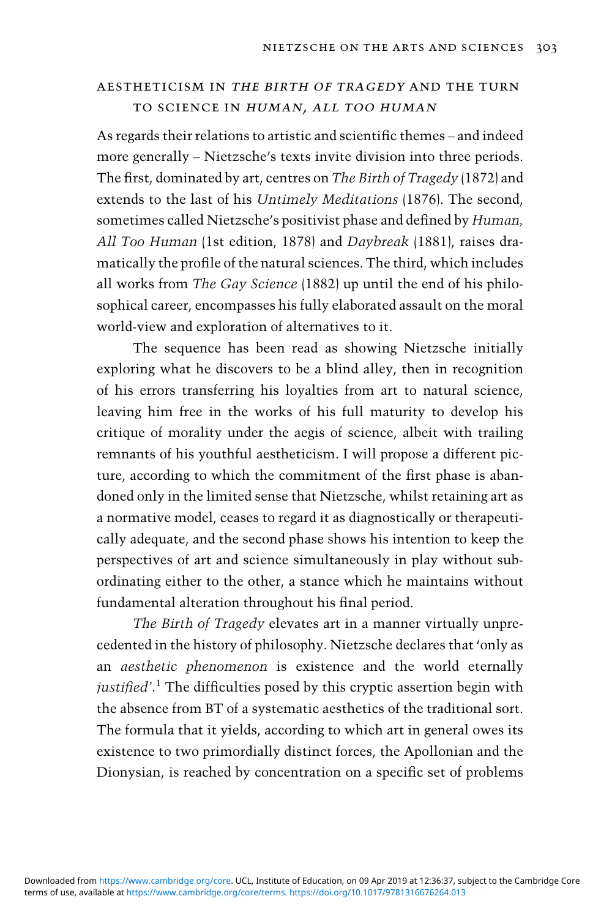## AESTHETICISM IN *THE BIRTH OF TRAGEDY* AND THE TURN TO SCIENCE IN *HUMAN, ALL TOO HUMAN*

As regards their relations to artistic and scientific themes – and indeed more generally – Nietzsche's texts invite division into three periods. The first, dominated by art, centres on *The Birth of Tragedy* (1872) and extends to the last of his *Untimely Meditations* (1876). The second, sometimes called Nietzsche's positivist phase and defined by *Human, All Too Human* (1st edition, 1878) and *Daybreak* (1881), raises dramatically the profile of the natural sciences. The third, which includes all works from *The Gay Science* (1882) up until the end of his philosophical career, encompasses his fully elaborated assault on the moral world-view and exploration of alternatives to it.

The sequence has been read as showing Nietzsche initially exploring what he discovers to be a blind alley, then in recognition of his errors transferring his loyalties from art to natural science, leaving him free in the works of his full maturity to develop his critique of morality under the aegis of science, albeit with trailing remnants of his youthful aestheticism. I will propose a different picture, according to which the commitment of the first phase is abandoned only in the limited sense that Nietzsche, whilst retaining art as a normative model, ceases to regard it as diagnostically or therapeutically adequate, and the second phase shows his intention to keep the perspectives of art and science simultaneously in play without subordinating either to the other, a stance which he maintains without fundamental alteration throughout his final period.

*The Birth of Tragedy* elevates art in a manner virtually unprecedented in the history of philosophy. Nietzsche declares that 'only as an *aesthetic phenomenon* is existence and the world eternally *justified*'.[1] The difficulties posed by this cryptic assertion begin with the absence from BT of a systematic aesthetics of the traditional sort. The formula that it yields, according to which art in general owes its existence to two primordially distinct forces, the Apollonian and the Dionysian, is reached by concentration on a specific set of problems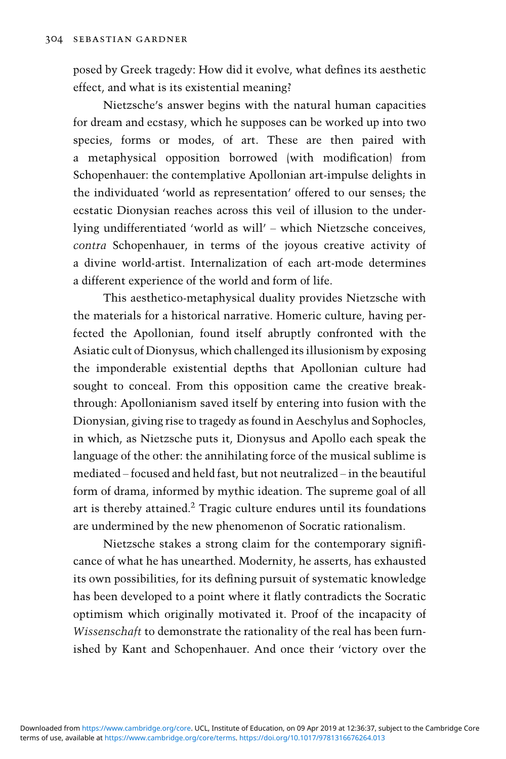posed by Greek tragedy: How did it evolve, what defines its aesthetic effect, and what is its existential meaning?

Nietzsche's answer begins with the natural human capacities for dream and ecstasy, which he supposes can be worked up into two species, forms or modes, of art. These are then paired with a metaphysical opposition borrowed (with modification) from Schopenhauer: the contemplative Apollonian art-impulse delights in the individuated 'world as representation' offered to our senses; the ecstatic Dionysian reaches across this veil of illusion to the underlying undifferentiated 'world as will' – which Nietzsche conceives, *contra* Schopenhauer, in terms of the joyous creative activity of a divine world-artist. Internalization of each art-mode determines a different experience of the world and form of life.

This aesthetico-metaphysical duality provides Nietzsche with the materials for a historical narrative. Homeric culture, having perfected the Apollonian, found itself abruptly confronted with the Asiatic cult of Dionysus, which challenged its illusionism by exposing the imponderable existential depths that Apollonian culture had sought to conceal. From this opposition came the creative breakthrough: Apollonianism saved itself by entering into fusion with the Dionysian, giving rise to tragedy as found in Aeschylus and Sophocles, in which, as Nietzsche puts it, Dionysus and Apollo each speak the language of the other: the annihilating force of the musical sublime is mediated – focused and held fast, but not neutralized – in the beautiful form of drama, informed by mythic ideation. The supreme goal of all art is thereby attained.[2] Tragic culture endures until its foundations are undermined by the new phenomenon of Socratic rationalism.

Nietzsche stakes a strong claim for the contemporary significance of what he has unearthed. Modernity, he asserts, has exhausted its own possibilities, for its defining pursuit of systematic knowledge has been developed to a point where it flatly contradicts the Socratic optimism which originally motivated it. Proof of the incapacity of *Wissenschaft* to demonstrate the rationality of the real has been furnished by Kant and Schopenhauer. And once their 'victory over the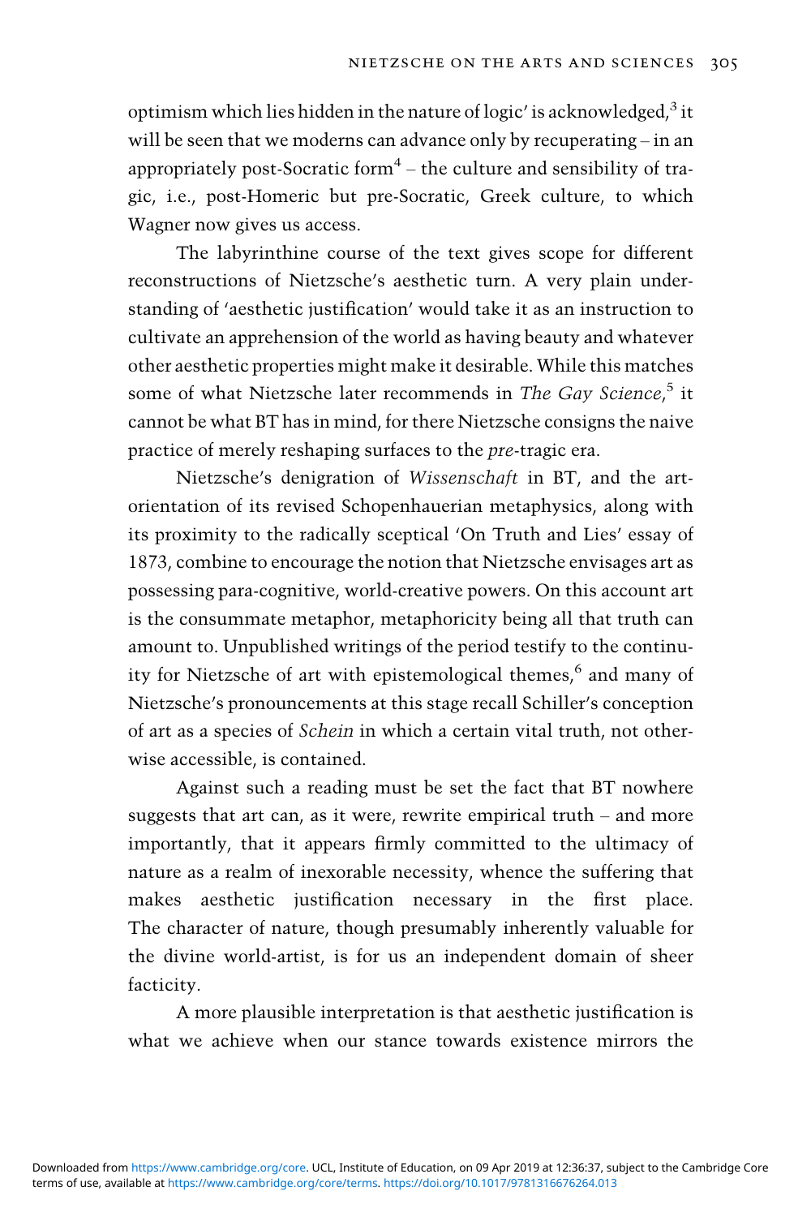optimism which lies hidden in the nature of logic' is acknowledged,[3] it will be seen that we moderns can advance only by recuperating – in an appropriately post-Socratic form[4] – the culture and sensibility of tragic, i.e., post-Homeric but pre-Socratic, Greek culture, to which Wagner now gives us access.

The labyrinthine course of the text gives scope for different reconstructions of Nietzsche's aesthetic turn. A very plain understanding of 'aesthetic justification' would take it as an instruction to cultivate an apprehension of the world as having beauty and whatever other aesthetic properties might make it desirable. While this matches some of what Nietzsche later recommends in *The Gay Science*,[5] it cannot be what BT has in mind, for there Nietzsche consigns the naive practice of merely reshaping surfaces to the *pre*-tragic era.

Nietzsche's denigration of *Wissenschaft* in BT, and the art-orientation of its revised Schopenhauerian metaphysics, along with its proximity to the radically sceptical 'On Truth and Lies' essay of 1873, combine to encourage the notion that Nietzsche envisages art as possessing para-cognitive, world-creative powers. On this account art is the consummate metaphor, metaphoricity being all that truth can amount to. Unpublished writings of the period testify to the continuity for Nietzsche of art with epistemological themes,[6] and many of Nietzsche's pronouncements at this stage recall Schiller's conception of art as a species of *Schein* in which a certain vital truth, not otherwise accessible, is contained.

Against such a reading must be set the fact that BT nowhere suggests that art can, as it were, rewrite empirical truth – and more importantly, that it appears firmly committed to the ultimacy of nature as a realm of inexorable necessity, whence the suffering that makes aesthetic justification necessary in the first place. The character of nature, though presumably inherently valuable for the divine world-artist, is for us an independent domain of sheer facticity.

A more plausible interpretation is that aesthetic justification is what we achieve when our stance towards existence mirrors the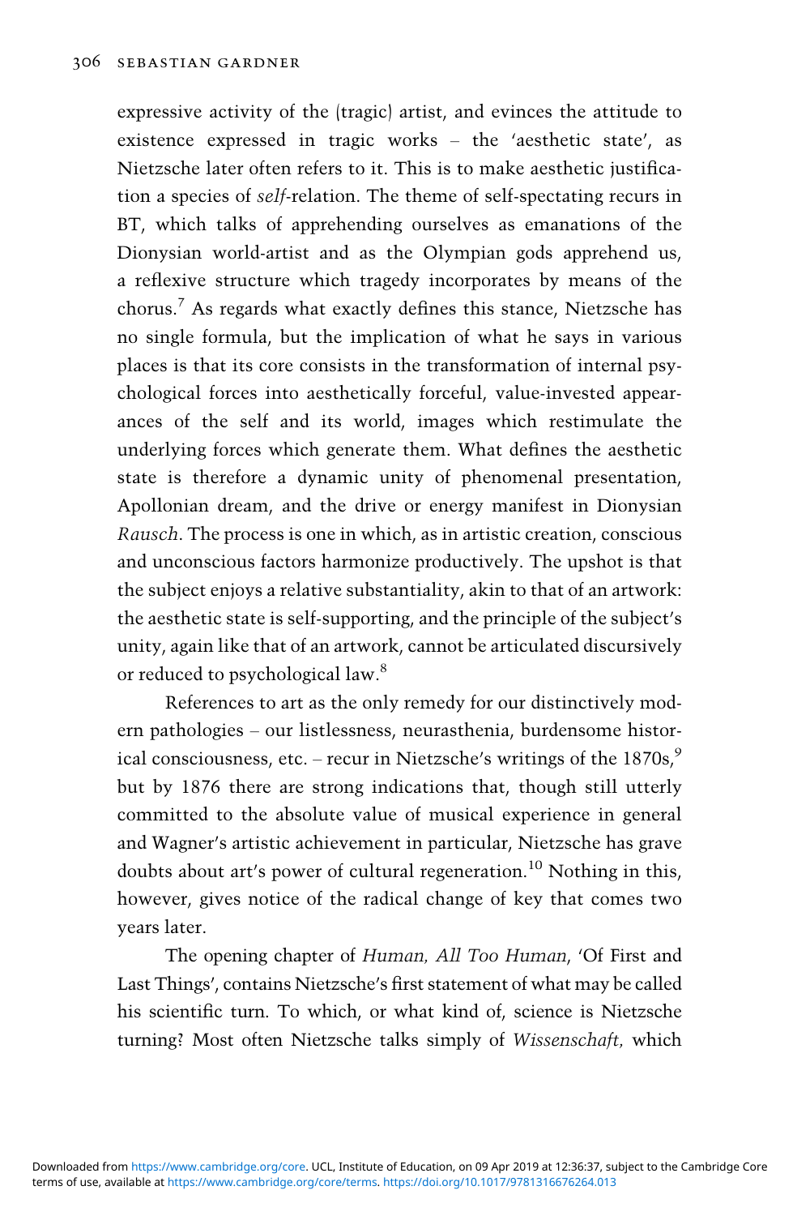expressive activity of the (tragic) artist, and evinces the attitude to existence expressed in tragic works – the 'aesthetic state', as Nietzsche later often refers to it. This is to make aesthetic justification a species of *self*-relation. The theme of self-spectating recurs in BT, which talks of apprehending ourselves as emanations of the Dionysian world-artist and as the Olympian gods apprehend us, a reflexive structure which tragedy incorporates by means of the chorus.[7] As regards what exactly defines this stance, Nietzsche has no single formula, but the implication of what he says in various places is that its core consists in the transformation of internal psychological forces into aesthetically forceful, value-invested appearances of the self and its world, images which restimulate the underlying forces which generate them. What defines the aesthetic state is therefore a dynamic unity of phenomenal presentation, Apollonian dream, and the drive or energy manifest in Dionysian *Rausch*. The process is one in which, as in artistic creation, conscious and unconscious factors harmonize productively. The upshot is that the subject enjoys a relative substantiality, akin to that of an artwork: the aesthetic state is self-supporting, and the principle of the subject's unity, again like that of an artwork, cannot be articulated discursively or reduced to psychological law.[8]

References to art as the only remedy for our distinctively modern pathologies – our listlessness, neurasthenia, burdensome historical consciousness, etc. – recur in Nietzsche's writings of the 1870s,[9] but by 1876 there are strong indications that, though still utterly committed to the absolute value of musical experience in general and Wagner's artistic achievement in particular, Nietzsche has grave doubts about art's power of cultural regeneration.[10] Nothing in this, however, gives notice of the radical change of key that comes two years later.

The opening chapter of *Human, All Too Human*, 'Of First and Last Things', contains Nietzsche's first statement of what may be called his scientific turn. To which, or what kind of, science is Nietzsche turning? Most often Nietzsche talks simply of *Wissenschaft*, which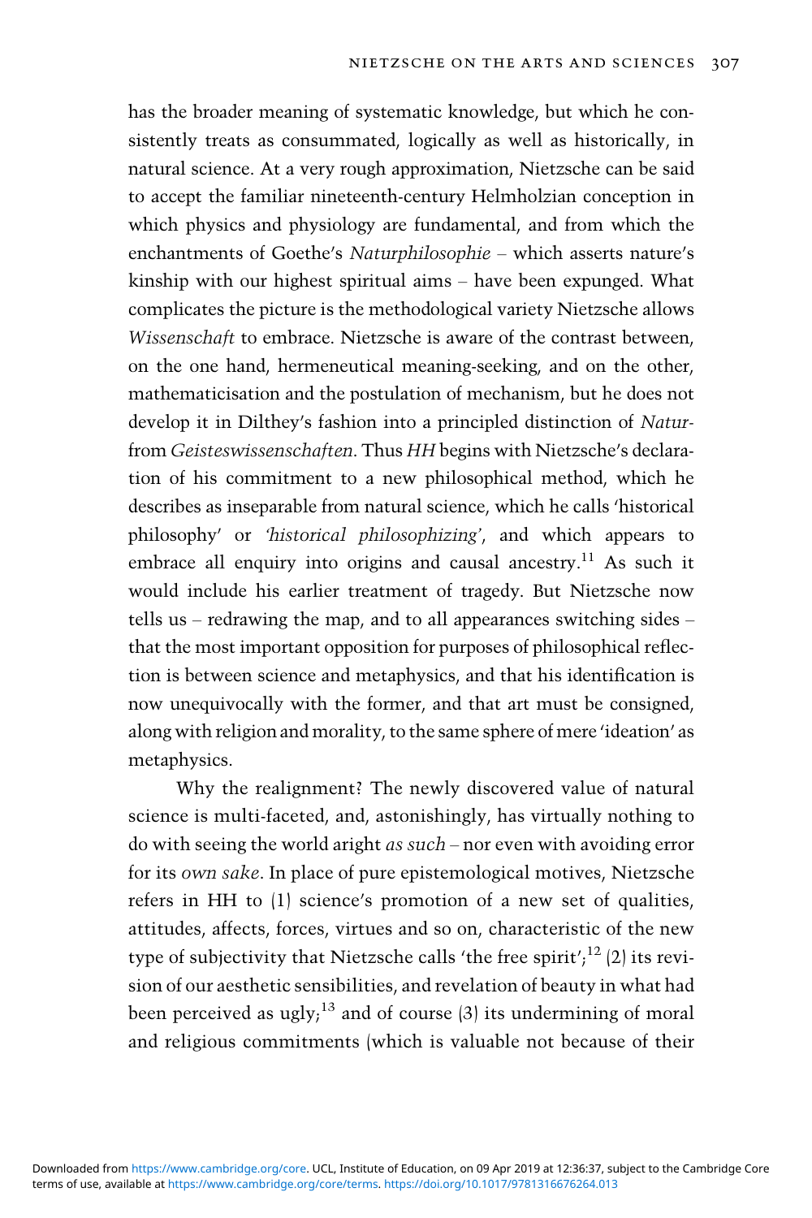has the broader meaning of systematic knowledge, but which he consistently treats as consummated, logically as well as historically, in natural science. At a very rough approximation, Nietzsche can be said to accept the familiar nineteenth-century Helmholzian conception in which physics and physiology are fundamental, and from which the enchantments of Goethe's *Naturphilosophie* – which asserts nature's kinship with our highest spiritual aims – have been expunged. What complicates the picture is the methodological variety Nietzsche allows *Wissenschaft* to embrace. Nietzsche is aware of the contrast between, on the one hand, hermeneutical meaning-seeking, and on the other, mathematicisation and the postulation of mechanism, but he does not develop it in Dilthey's fashion into a principled distinction of *Natur-* from *Geisteswissenschaften*. Thus *HH* begins with Nietzsche's declaration of his commitment to a new philosophical method, which he describes as inseparable from natural science, which he calls 'historical philosophy' or *'historical philosophizing'*, and which appears to embrace all enquiry into origins and causal ancestry.[11] As such it would include his earlier treatment of tragedy. But Nietzsche now tells us – redrawing the map, and to all appearances switching sides – that the most important opposition for purposes of philosophical reflection is between science and metaphysics, and that his identification is now unequivocally with the former, and that art must be consigned, along with religion and morality, to the same sphere of mere 'ideation' as metaphysics.

Why the realignment? The newly discovered value of natural science is multi-faceted, and, astonishingly, has virtually nothing to do with seeing the world aright *as such* – nor even with avoiding error for its *own sake*. In place of pure epistemological motives, Nietzsche refers in HH to (1) science's promotion of a new set of qualities, attitudes, affects, forces, virtues and so on, characteristic of the new type of subjectivity that Nietzsche calls 'the free spirit';[12] (2) its revision of our aesthetic sensibilities, and revelation of beauty in what had been perceived as ugly;[13] and of course (3) its undermining of moral and religious commitments (which is valuable not because of their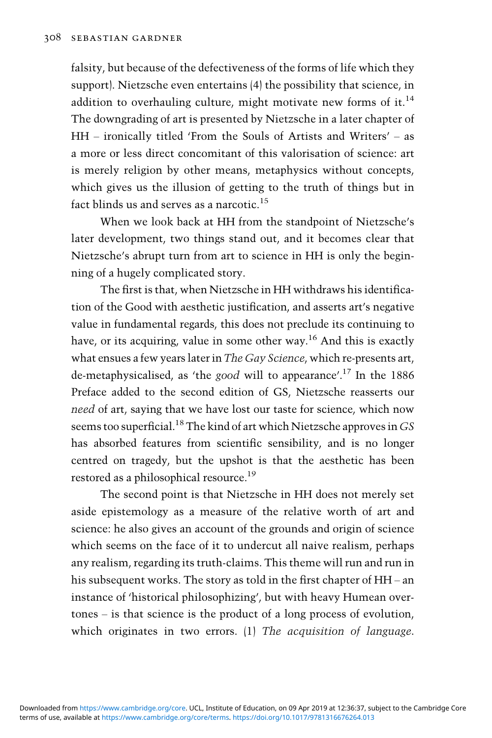falsity, but because of the defectiveness of the forms of life which they support). Nietzsche even entertains (4) the possibility that science, in addition to overhauling culture, might motivate new forms of it.[14] The downgrading of art is presented by Nietzsche in a later chapter of HH – ironically titled 'From the Souls of Artists and Writers' – as a more or less direct concomitant of this valorisation of science: art is merely religion by other means, metaphysics without concepts, which gives us the illusion of getting to the truth of things but in fact blinds us and serves as a narcotic.[15]

When we look back at HH from the standpoint of Nietzsche's later development, two things stand out, and it becomes clear that Nietzsche's abrupt turn from art to science in HH is only the beginning of a hugely complicated story.

The first is that, when Nietzsche in HH withdraws his identification of the Good with aesthetic justification, and asserts art's negative value in fundamental regards, this does not preclude its continuing to have, or its acquiring, value in some other way.[16] And this is exactly what ensues a few years later in *The Gay Science*, which re-presents art, de-metaphysicalised, as 'the *good* will to appearance'.[17] In the 1886 Preface added to the second edition of GS, Nietzsche reasserts our *need* of art, saying that we have lost our taste for science, which now seems too superficial.[18] The kind of art which Nietzsche approves in *GS* has absorbed features from scientific sensibility, and is no longer centred on tragedy, but the upshot is that the aesthetic has been restored as a philosophical resource.[19]

The second point is that Nietzsche in HH does not merely set aside epistemology as a measure of the relative worth of art and science: he also gives an account of the grounds and origin of science which seems on the face of it to undercut all naive realism, perhaps any realism, regarding its truth-claims. This theme will run and run in his subsequent works. The story as told in the first chapter of HH – an instance of 'historical philosophizing', but with heavy Humean overtones – is that science is the product of a long process of evolution, which originates in two errors. (1) *The acquisition of language*.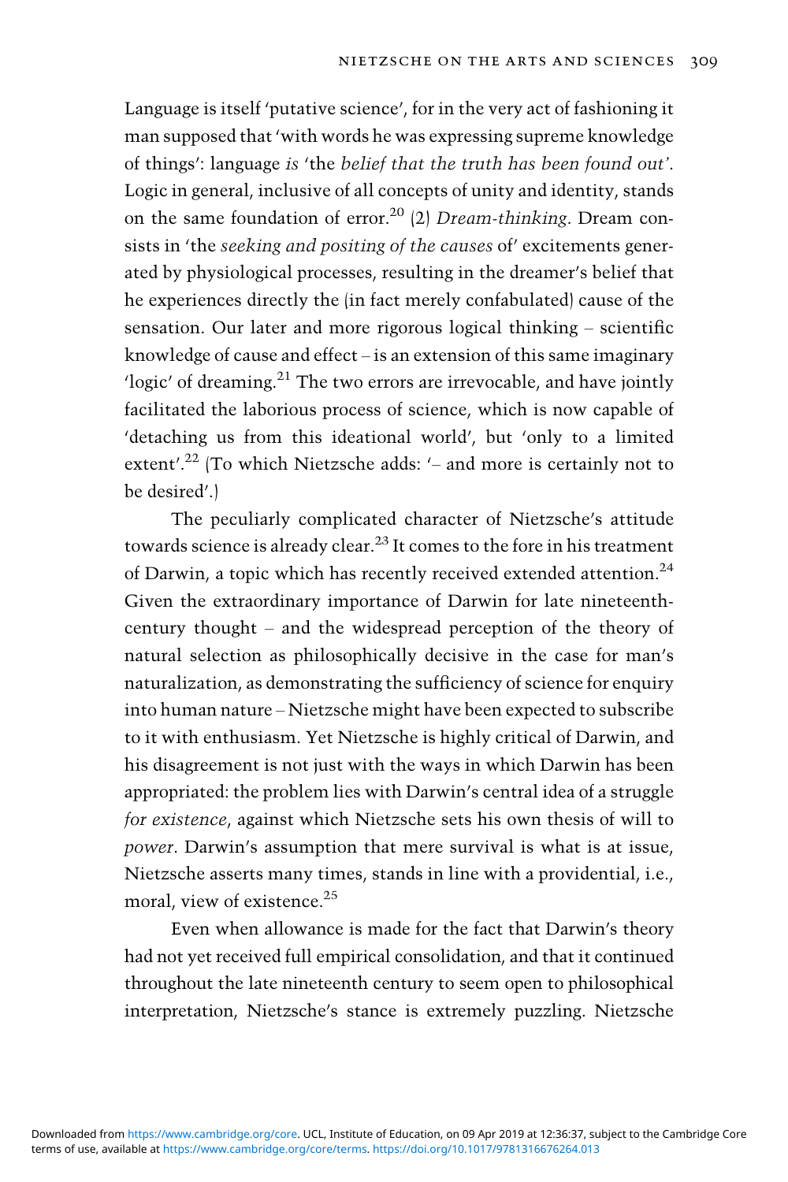Language is itself 'putative science', for in the very act of fashioning it man supposed that 'with words he was expressing supreme knowledge of things': language *is* 'the *belief that the truth has been found out*'. Logic in general, inclusive of all concepts of unity and identity, stands on the same foundation of error.[20] (2) *Dream-thinking*. Dream consists in 'the *seeking and positing of the causes* of' excitements generated by physiological processes, resulting in the dreamer's belief that he experiences directly the (in fact merely confabulated) cause of the sensation. Our later and more rigorous logical thinking – scientific knowledge of cause and effect – is an extension of this same imaginary 'logic' of dreaming.[21] The two errors are irrevocable, and have jointly facilitated the laborious process of science, which is now capable of 'detaching us from this ideational world', but 'only to a limited extent'.[22] (To which Nietzsche adds: '– and more is certainly not to be desired'.)

The peculiarly complicated character of Nietzsche's attitude towards science is already clear.[23] It comes to the fore in his treatment of Darwin, a topic which has recently received extended attention.[24] Given the extraordinary importance of Darwin for late nineteenth-century thought – and the widespread perception of the theory of natural selection as philosophically decisive in the case for man's naturalization, as demonstrating the sufficiency of science for enquiry into human nature – Nietzsche might have been expected to subscribe to it with enthusiasm. Yet Nietzsche is highly critical of Darwin, and his disagreement is not just with the ways in which Darwin has been appropriated: the problem lies with Darwin's central idea of a struggle *for existence*, against which Nietzsche sets his own thesis of will to *power*. Darwin's assumption that mere survival is what is at issue, Nietzsche asserts many times, stands in line with a providential, i.e., moral, view of existence.[25]

Even when allowance is made for the fact that Darwin's theory had not yet received full empirical consolidation, and that it continued throughout the late nineteenth century to seem open to philosophical interpretation, Nietzsche's stance is extremely puzzling. Nietzsche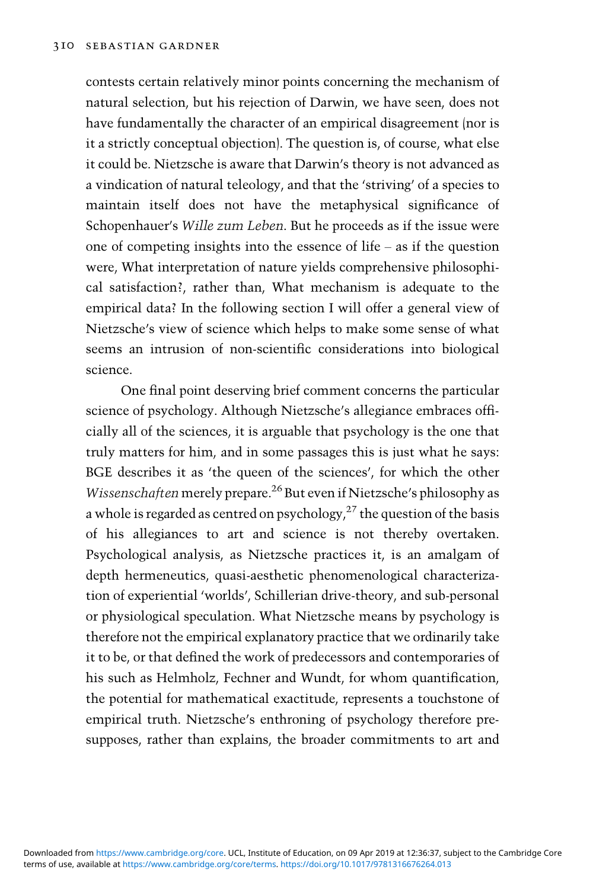contests certain relatively minor points concerning the mechanism of natural selection, but his rejection of Darwin, we have seen, does not have fundamentally the character of an empirical disagreement (nor is it a strictly conceptual objection). The question is, of course, what else it could be. Nietzsche is aware that Darwin's theory is not advanced as a vindication of natural teleology, and that the 'striving' of a species to maintain itself does not have the metaphysical significance of Schopenhauer's *Wille zum Leben*. But he proceeds as if the issue were one of competing insights into the essence of life – as if the question were, What interpretation of nature yields comprehensive philosophical satisfaction?, rather than, What mechanism is adequate to the empirical data? In the following section I will offer a general view of Nietzsche's view of science which helps to make some sense of what seems an intrusion of non-scientific considerations into biological science.

One final point deserving brief comment concerns the particular science of psychology. Although Nietzsche's allegiance embraces officially all of the sciences, it is arguable that psychology is the one that truly matters for him, and in some passages this is just what he says: BGE describes it as 'the queen of the sciences', for which the other *Wissenschaften* merely prepare.[26] But even if Nietzsche's philosophy as a whole is regarded as centred on psychology,[27] the question of the basis of his allegiances to art and science is not thereby overtaken. Psychological analysis, as Nietzsche practices it, is an amalgam of depth hermeneutics, quasi-aesthetic phenomenological characterization of experiential 'worlds', Schillerian drive-theory, and sub-personal or physiological speculation. What Nietzsche means by psychology is therefore not the empirical explanatory practice that we ordinarily take it to be, or that defined the work of predecessors and contemporaries of his such as Helmholz, Fechner and Wundt, for whom quantification, the potential for mathematical exactitude, represents a touchstone of empirical truth. Nietzsche's enthroning of psychology therefore presupposes, rather than explains, the broader commitments to art and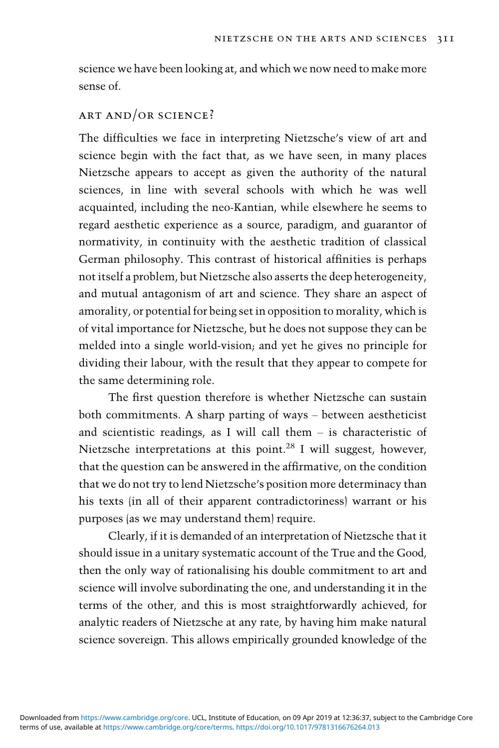science we have been looking at, and which we now need to make more sense of.

## ART AND/OR SCIENCE?

The difficulties we face in interpreting Nietzsche's view of art and science begin with the fact that, as we have seen, in many places Nietzsche appears to accept as given the authority of the natural sciences, in line with several schools with which he was well acquainted, including the neo-Kantian, while elsewhere he seems to regard aesthetic experience as a source, paradigm, and guarantor of normativity, in continuity with the aesthetic tradition of classical German philosophy. This contrast of historical affinities is perhaps not itself a problem, but Nietzsche also asserts the deep heterogeneity, and mutual antagonism of art and science. They share an aspect of amorality, or potential for being set in opposition to morality, which is of vital importance for Nietzsche, but he does not suppose they can be melded into a single world-vision; and yet he gives no principle for dividing their labour, with the result that they appear to compete for the same determining role.

The first question therefore is whether Nietzsche can sustain both commitments. A sharp parting of ways – between aestheticist and scientistic readings, as I will call them – is characteristic of Nietzsche interpretations at this point.[28] I will suggest, however, that the question can be answered in the affirmative, on the condition that we do not try to lend Nietzsche's position more determinacy than his texts (in all of their apparent contradictoriness) warrant or his purposes (as we may understand them) require.

Clearly, if it is demanded of an interpretation of Nietzsche that it should issue in a unitary systematic account of the True and the Good, then the only way of rationalising his double commitment to art and science will involve subordinating the one, and understanding it in the terms of the other, and this is most straightforwardly achieved, for analytic readers of Nietzsche at any rate, by having him make natural science sovereign. This allows empirically grounded knowledge of the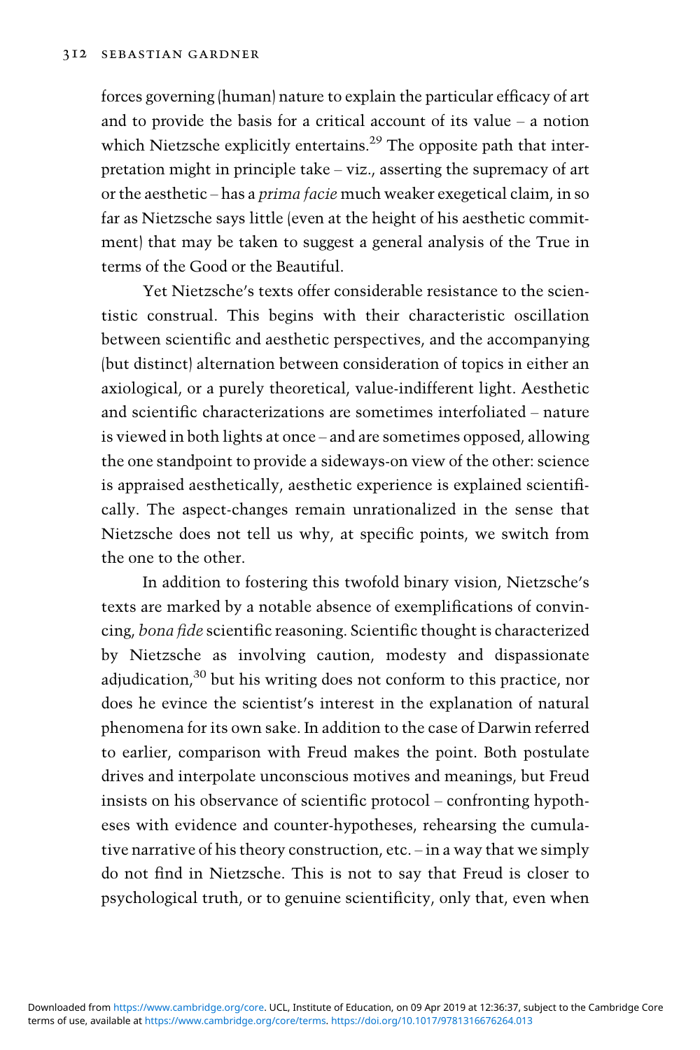forces governing (human) nature to explain the particular efficacy of art and to provide the basis for a critical account of its value – a notion which Nietzsche explicitly entertains.[29] The opposite path that interpretation might in principle take – viz., asserting the supremacy of art or the aesthetic – has a *prima facie* much weaker exegetical claim, in so far as Nietzsche says little (even at the height of his aesthetic commitment) that may be taken to suggest a general analysis of the True in terms of the Good or the Beautiful.

Yet Nietzsche's texts offer considerable resistance to the scientistic construal. This begins with their characteristic oscillation between scientific and aesthetic perspectives, and the accompanying (but distinct) alternation between consideration of topics in either an axiological, or a purely theoretical, value-indifferent light. Aesthetic and scientific characterizations are sometimes interfoliated – nature is viewed in both lights at once – and are sometimes opposed, allowing the one standpoint to provide a sideways-on view of the other: science is appraised aesthetically, aesthetic experience is explained scientifically. The aspect-changes remain unrationalized in the sense that Nietzsche does not tell us why, at specific points, we switch from the one to the other.

In addition to fostering this twofold binary vision, Nietzsche's texts are marked by a notable absence of exemplifications of convincing, *bona fide* scientific reasoning. Scientific thought is characterized by Nietzsche as involving caution, modesty and dispassionate adjudication,[30] but his writing does not conform to this practice, nor does he evince the scientist's interest in the explanation of natural phenomena for its own sake. In addition to the case of Darwin referred to earlier, comparison with Freud makes the point. Both postulate drives and interpolate unconscious motives and meanings, but Freud insists on his observance of scientific protocol – confronting hypotheses with evidence and counter-hypotheses, rehearsing the cumulative narrative of his theory construction, etc. – in a way that we simply do not find in Nietzsche. This is not to say that Freud is closer to psychological truth, or to genuine scientificity, only that, even when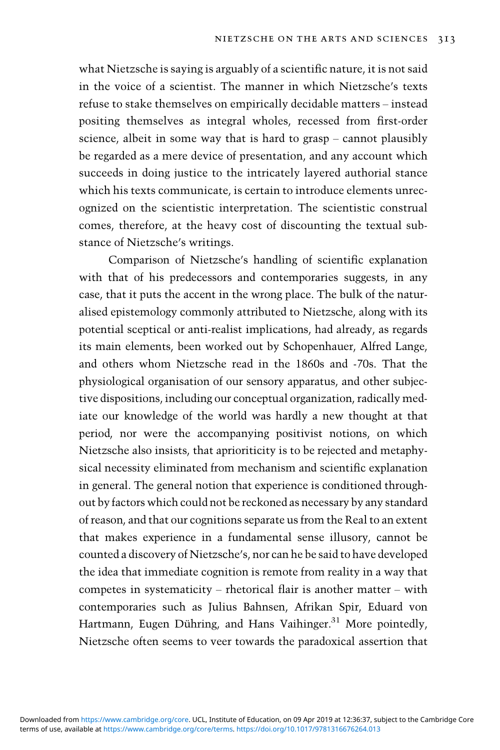what Nietzsche is saying is arguably of a scientific nature, it is not said in the voice of a scientist. The manner in which Nietzsche's texts refuse to stake themselves on empirically decidable matters – instead positing themselves as integral wholes, recessed from first-order science, albeit in some way that is hard to grasp – cannot plausibly be regarded as a mere device of presentation, and any account which succeeds in doing justice to the intricately layered authorial stance which his texts communicate, is certain to introduce elements unrecognized on the scientistic interpretation. The scientistic construal comes, therefore, at the heavy cost of discounting the textual substance of Nietzsche's writings.

Comparison of Nietzsche's handling of scientific explanation with that of his predecessors and contemporaries suggests, in any case, that it puts the accent in the wrong place. The bulk of the naturalised epistemology commonly attributed to Nietzsche, along with its potential sceptical or anti-realist implications, had already, as regards its main elements, been worked out by Schopenhauer, Alfred Lange, and others whom Nietzsche read in the 1860s and -70s. That the physiological organisation of our sensory apparatus, and other subjective dispositions, including our conceptual organization, radically mediate our knowledge of the world was hardly a new thought at that period, nor were the accompanying positivist notions, on which Nietzsche also insists, that aprioriticity is to be rejected and metaphysical necessity eliminated from mechanism and scientific explanation in general. The general notion that experience is conditioned throughout by factors which could not be reckoned as necessary by any standard of reason, and that our cognitions separate us from the Real to an extent that makes experience in a fundamental sense illusory, cannot be counted a discovery of Nietzsche's, nor can he be said to have developed the idea that immediate cognition is remote from reality in a way that competes in systematicity – rhetorical flair is another matter – with contemporaries such as Julius Bahnsen, Afrikan Spir, Eduard von Hartmann, Eugen Dühring, and Hans Vaihinger.[31] More pointedly, Nietzsche often seems to veer towards the paradoxical assertion that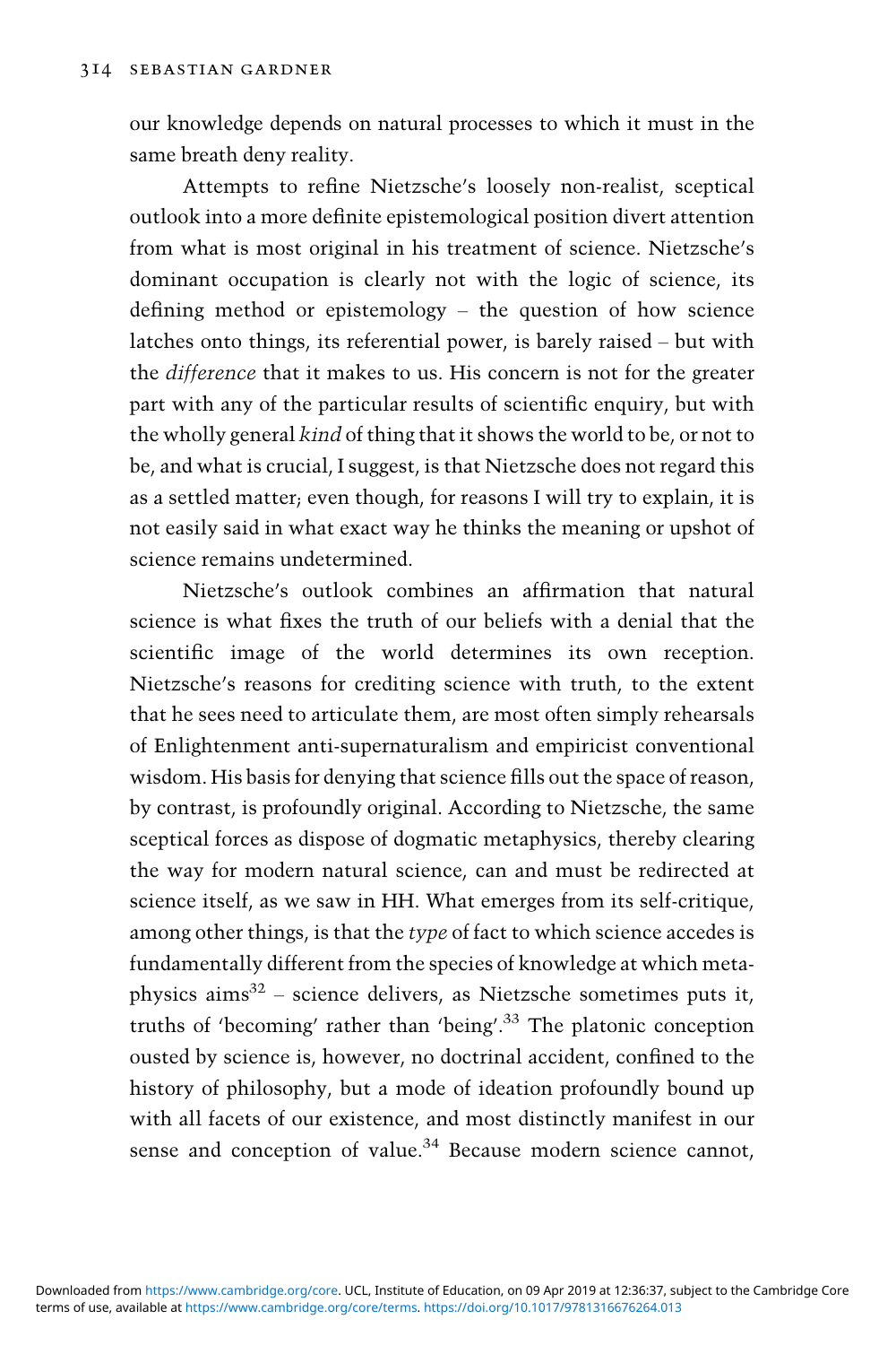our knowledge depends on natural processes to which it must in the same breath deny reality.

Attempts to refine Nietzsche's loosely non-realist, sceptical outlook into a more definite epistemological position divert attention from what is most original in his treatment of science. Nietzsche's dominant occupation is clearly not with the logic of science, its defining method or epistemology – the question of how science latches onto things, its referential power, is barely raised – but with the *difference* that it makes to us. His concern is not for the greater part with any of the particular results of scientific enquiry, but with the wholly general *kind* of thing that it shows the world to be, or not to be, and what is crucial, I suggest, is that Nietzsche does not regard this as a settled matter; even though, for reasons I will try to explain, it is not easily said in what exact way he thinks the meaning or upshot of science remains undetermined.

Nietzsche's outlook combines an affirmation that natural science is what fixes the truth of our beliefs with a denial that the scientific image of the world determines its own reception. Nietzsche's reasons for crediting science with truth, to the extent that he sees need to articulate them, are most often simply rehearsals of Enlightenment anti-supernaturalism and empiricist conventional wisdom. His basis for denying that science fills out the space of reason, by contrast, is profoundly original. According to Nietzsche, the same sceptical forces as dispose of dogmatic metaphysics, thereby clearing the way for modern natural science, can and must be redirected at science itself, as we saw in HH. What emerges from its self-critique, among other things, is that the *type* of fact to which science accedes is fundamentally different from the species of knowledge at which metaphysics aims[32] – science delivers, as Nietzsche sometimes puts it, truths of 'becoming' rather than 'being'.[33] The platonic conception ousted by science is, however, no doctrinal accident, confined to the history of philosophy, but a mode of ideation profoundly bound up with all facets of our existence, and most distinctly manifest in our sense and conception of value.[34] Because modern science cannot,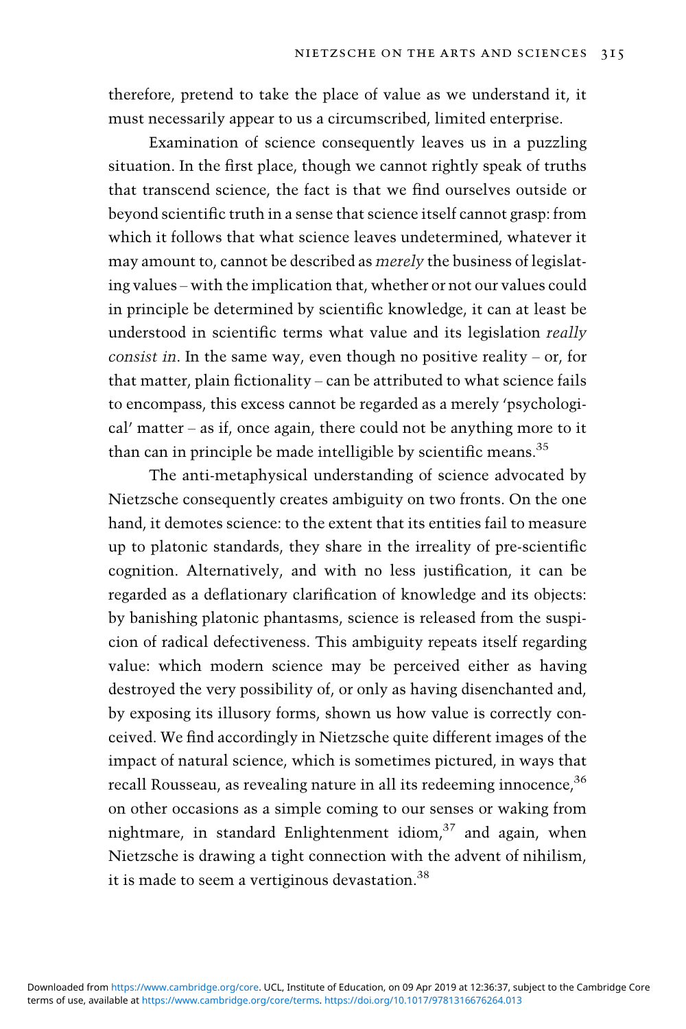therefore, pretend to take the place of value as we understand it, it must necessarily appear to us a circumscribed, limited enterprise.

Examination of science consequently leaves us in a puzzling situation. In the first place, though we cannot rightly speak of truths that transcend science, the fact is that we find ourselves outside or beyond scientific truth in a sense that science itself cannot grasp: from which it follows that what science leaves undetermined, whatever it may amount to, cannot be described as *merely* the business of legislating values – with the implication that, whether or not our values could in principle be determined by scientific knowledge, it can at least be understood in scientific terms what value and its legislation *really consist in*. In the same way, even though no positive reality – or, for that matter, plain fictionality – can be attributed to what science fails to encompass, this excess cannot be regarded as a merely 'psychological' matter – as if, once again, there could not be anything more to it than can in principle be made intelligible by scientific means.[35]

The anti-metaphysical understanding of science advocated by Nietzsche consequently creates ambiguity on two fronts. On the one hand, it demotes science: to the extent that its entities fail to measure up to platonic standards, they share in the irreality of pre-scientific cognition. Alternatively, and with no less justification, it can be regarded as a deflationary clarification of knowledge and its objects: by banishing platonic phantasms, science is released from the suspicion of radical defectiveness. This ambiguity repeats itself regarding value: which modern science may be perceived either as having destroyed the very possibility of, or only as having disenchanted and, by exposing its illusory forms, shown us how value is correctly conceived. We find accordingly in Nietzsche quite different images of the impact of natural science, which is sometimes pictured, in ways that recall Rousseau, as revealing nature in all its redeeming innocence,[36] on other occasions as a simple coming to our senses or waking from nightmare, in standard Enlightenment idiom,[37] and again, when Nietzsche is drawing a tight connection with the advent of nihilism, it is made to seem a vertiginous devastation.[38]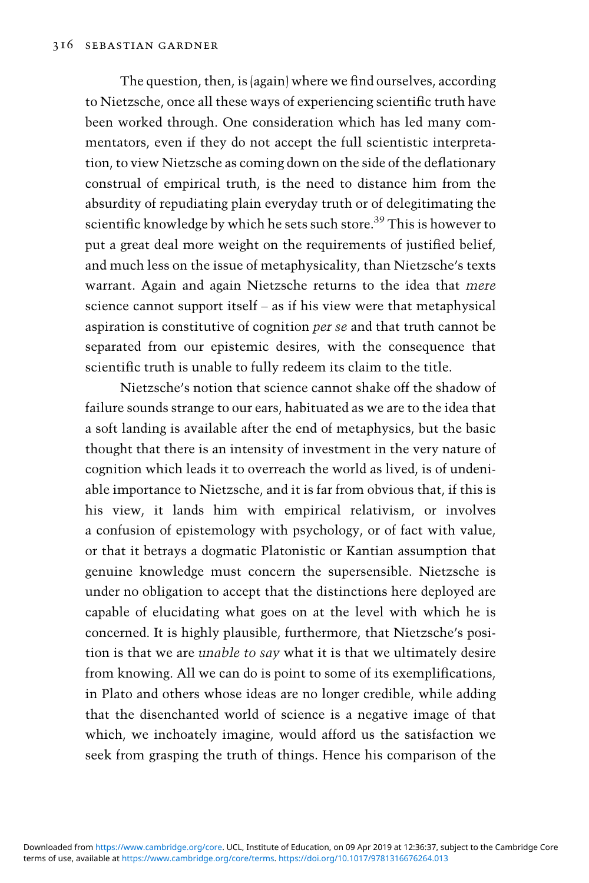The question, then, is (again) where we find ourselves, according to Nietzsche, once all these ways of experiencing scientific truth have been worked through. One consideration which has led many commentators, even if they do not accept the full scientistic interpretation, to view Nietzsche as coming down on the side of the deflationary construal of empirical truth, is the need to distance him from the absurdity of repudiating plain everyday truth or of delegitimating the scientific knowledge by which he sets such store.[39] This is however to put a great deal more weight on the requirements of justified belief, and much less on the issue of metaphysicality, than Nietzsche's texts warrant. Again and again Nietzsche returns to the idea that *mere* science cannot support itself – as if his view were that metaphysical aspiration is constitutive of cognition *per se* and that truth cannot be separated from our epistemic desires, with the consequence that scientific truth is unable to fully redeem its claim to the title.

Nietzsche's notion that science cannot shake off the shadow of failure sounds strange to our ears, habituated as we are to the idea that a soft landing is available after the end of metaphysics, but the basic thought that there is an intensity of investment in the very nature of cognition which leads it to overreach the world as lived, is of undeniable importance to Nietzsche, and it is far from obvious that, if this is his view, it lands him with empirical relativism, or involves a confusion of epistemology with psychology, or of fact with value, or that it betrays a dogmatic Platonistic or Kantian assumption that genuine knowledge must concern the supersensible. Nietzsche is under no obligation to accept that the distinctions here deployed are capable of elucidating what goes on at the level with which he is concerned. It is highly plausible, furthermore, that Nietzsche's position is that we are *unable to say* what it is that we ultimately desire from knowing. All we can do is point to some of its exemplifications, in Plato and others whose ideas are no longer credible, while adding that the disenchanted world of science is a negative image of that which, we inchoately imagine, would afford us the satisfaction we seek from grasping the truth of things. Hence his comparison of the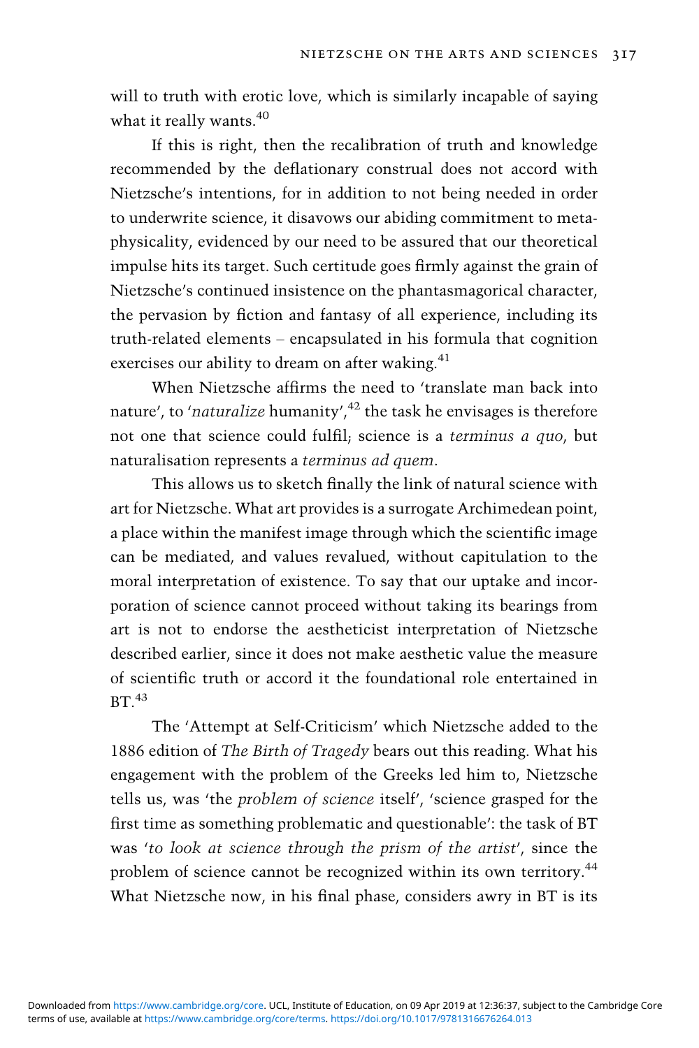will to truth with erotic love, which is similarly incapable of saying what it really wants.[40]

If this is right, then the recalibration of truth and knowledge recommended by the deflationary construal does not accord with Nietzsche's intentions, for in addition to not being needed in order to underwrite science, it disavows our abiding commitment to metaphysicality, evidenced by our need to be assured that our theoretical impulse hits its target. Such certitude goes firmly against the grain of Nietzsche's continued insistence on the phantasmagorical character, the pervasion by fiction and fantasy of all experience, including its truth-related elements – encapsulated in his formula that cognition exercises our ability to dream on after waking.[41]

When Nietzsche affirms the need to 'translate man back into nature', to '*naturalize* humanity',[42] the task he envisages is therefore not one that science could fulfil; science is a *terminus a quo*, but naturalisation represents a *terminus ad quem*.

This allows us to sketch finally the link of natural science with art for Nietzsche. What art provides is a surrogate Archimedean point, a place within the manifest image through which the scientific image can be mediated, and values revalued, without capitulation to the moral interpretation of existence. To say that our uptake and incorporation of science cannot proceed without taking its bearings from art is not to endorse the aestheticist interpretation of Nietzsche described earlier, since it does not make aesthetic value the measure of scientific truth or accord it the foundational role entertained in BT.[43]

The 'Attempt at Self-Criticism' which Nietzsche added to the 1886 edition of *The Birth of Tragedy* bears out this reading. What his engagement with the problem of the Greeks led him to, Nietzsche tells us, was 'the *problem of science* itself', 'science grasped for the first time as something problematic and questionable': the task of BT was '*to look at science through the prism of the artist*', since the problem of science cannot be recognized within its own territory.[44] What Nietzsche now, in his final phase, considers awry in BT is its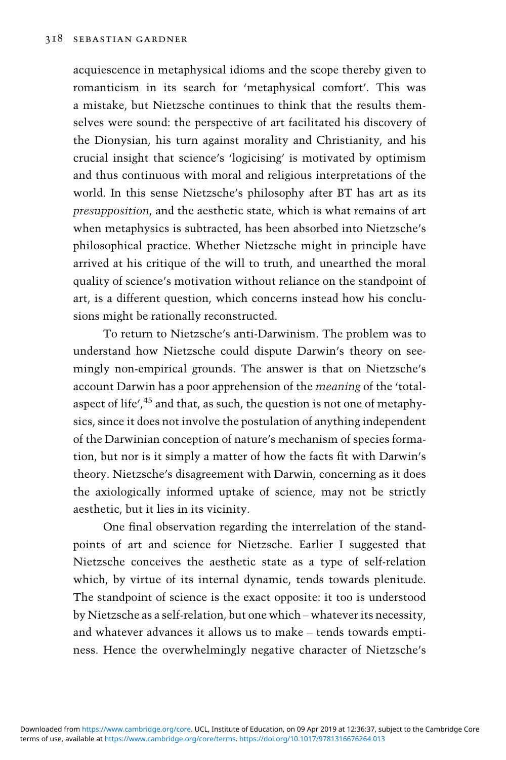acquiescence in metaphysical idioms and the scope thereby given to romanticism in its search for 'metaphysical comfort'. This was a mistake, but Nietzsche continues to think that the results themselves were sound: the perspective of art facilitated his discovery of the Dionysian, his turn against morality and Christianity, and his crucial insight that science's 'logicising' is motivated by optimism and thus continuous with moral and religious interpretations of the world. In this sense Nietzsche's philosophy after BT has art as its *presupposition*, and the aesthetic state, which is what remains of art when metaphysics is subtracted, has been absorbed into Nietzsche's philosophical practice. Whether Nietzsche might in principle have arrived at his critique of the will to truth, and unearthed the moral quality of science's motivation without reliance on the standpoint of art, is a different question, which concerns instead how his conclusions might be rationally reconstructed.

To return to Nietzsche's anti-Darwinism. The problem was to understand how Nietzsche could dispute Darwin's theory on seemingly non-empirical grounds. The answer is that on Nietzsche's account Darwin has a poor apprehension of the *meaning* of the 'total-aspect of life',[45] and that, as such, the question is not one of metaphysics, since it does not involve the postulation of anything independent of the Darwinian conception of nature's mechanism of species formation, but nor is it simply a matter of how the facts fit with Darwin's theory. Nietzsche's disagreement with Darwin, concerning as it does the axiologically informed uptake of science, may not be strictly aesthetic, but it lies in its vicinity.

One final observation regarding the interrelation of the standpoints of art and science for Nietzsche. Earlier I suggested that Nietzsche conceives the aesthetic state as a type of self-relation which, by virtue of its internal dynamic, tends towards plenitude. The standpoint of science is the exact opposite: it too is understood by Nietzsche as a self-relation, but one which – whatever its necessity, and whatever advances it allows us to make – tends towards emptiness. Hence the overwhelmingly negative character of Nietzsche's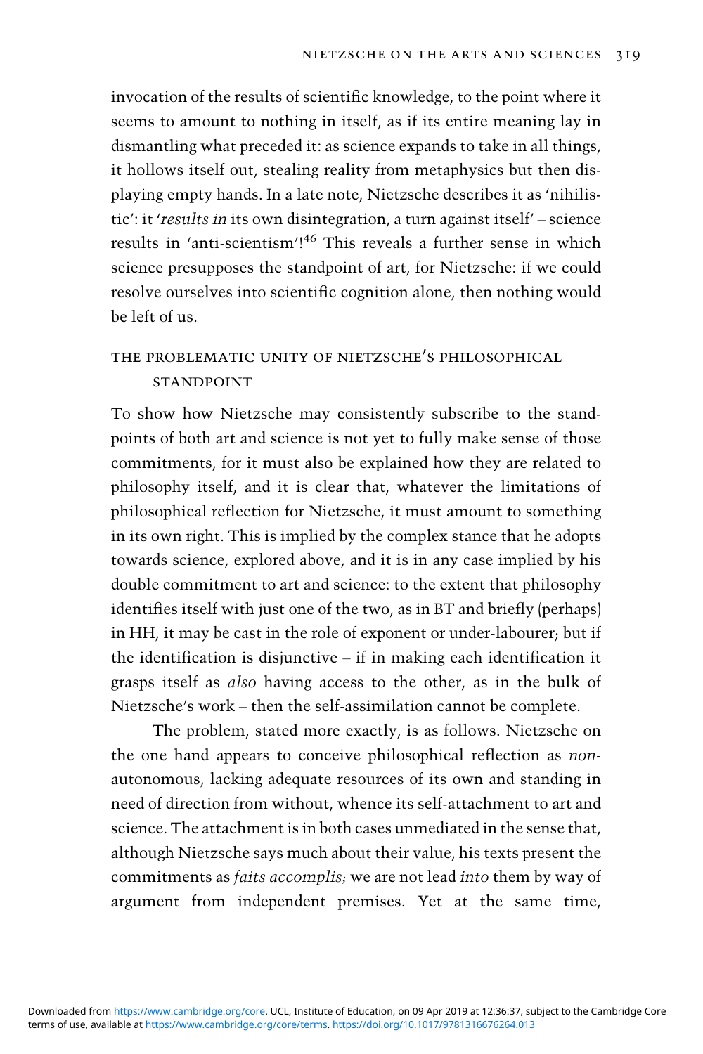invocation of the results of scientific knowledge, to the point where it seems to amount to nothing in itself, as if its entire meaning lay in dismantling what preceded it: as science expands to take in all things, it hollows itself out, stealing reality from metaphysics but then displaying empty hands. In a late note, Nietzsche describes it as 'nihilistic': it '*results in* its own disintegration, a turn against itself' – science results in 'anti-scientism'![46] This reveals a further sense in which science presupposes the standpoint of art, for Nietzsche: if we could resolve ourselves into scientific cognition alone, then nothing would be left of us.

## THE PROBLEMATIC UNITY OF NIETZSCHE'S PHILOSOPHICAL STANDPOINT

To show how Nietzsche may consistently subscribe to the standpoints of both art and science is not yet to fully make sense of those commitments, for it must also be explained how they are related to philosophy itself, and it is clear that, whatever the limitations of philosophical reflection for Nietzsche, it must amount to something in its own right. This is implied by the complex stance that he adopts towards science, explored above, and it is in any case implied by his double commitment to art and science: to the extent that philosophy identifies itself with just one of the two, as in BT and briefly (perhaps) in HH, it may be cast in the role of exponent or under-labourer; but if the identification is disjunctive – if in making each identification it grasps itself as *also* having access to the other, as in the bulk of Nietzsche's work – then the self-assimilation cannot be complete.

The problem, stated more exactly, is as follows. Nietzsche on the one hand appears to conceive philosophical reflection as *non*-autonomous, lacking adequate resources of its own and standing in need of direction from without, whence its self-attachment to art and science. The attachment is in both cases unmediated in the sense that, although Nietzsche says much about their value, his texts present the commitments as *faits accomplis*; we are not lead *into* them by way of argument from independent premises. Yet at the same time,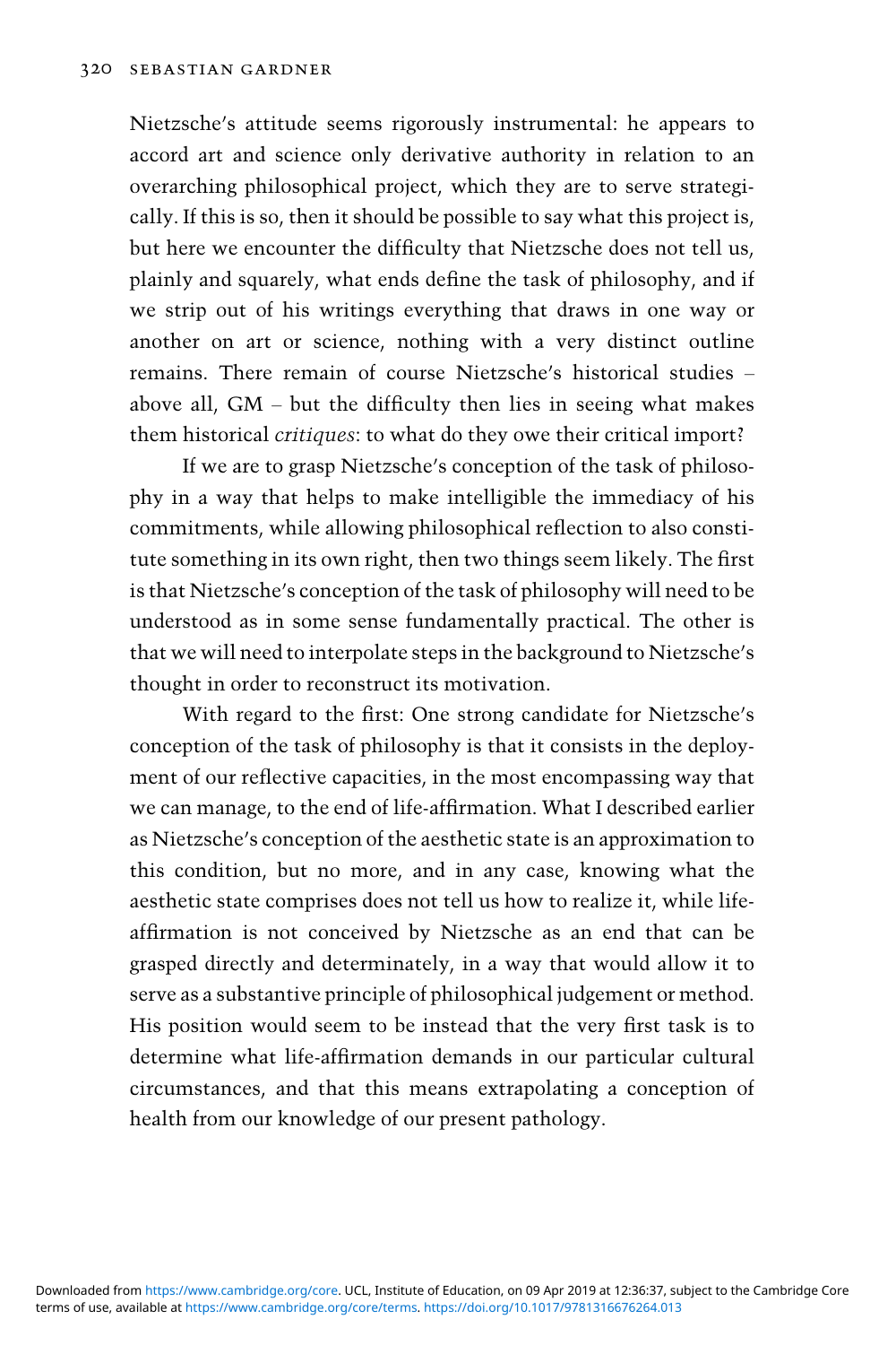Nietzsche's attitude seems rigorously instrumental: he appears to accord art and science only derivative authority in relation to an overarching philosophical project, which they are to serve strategically. If this is so, then it should be possible to say what this project is, but here we encounter the difficulty that Nietzsche does not tell us, plainly and squarely, what ends define the task of philosophy, and if we strip out of his writings everything that draws in one way or another on art or science, nothing with a very distinct outline remains. There remain of course Nietzsche's historical studies – above all, GM – but the difficulty then lies in seeing what makes them historical *critiques*: to what do they owe their critical import?

If we are to grasp Nietzsche's conception of the task of philosophy in a way that helps to make intelligible the immediacy of his commitments, while allowing philosophical reflection to also constitute something in its own right, then two things seem likely. The first is that Nietzsche's conception of the task of philosophy will need to be understood as in some sense fundamentally practical. The other is that we will need to interpolate steps in the background to Nietzsche's thought in order to reconstruct its motivation.

With regard to the first: One strong candidate for Nietzsche's conception of the task of philosophy is that it consists in the deployment of our reflective capacities, in the most encompassing way that we can manage, to the end of life-affirmation. What I described earlier as Nietzsche's conception of the aesthetic state is an approximation to this condition, but no more, and in any case, knowing what the aesthetic state comprises does not tell us how to realize it, while life-affirmation is not conceived by Nietzsche as an end that can be grasped directly and determinately, in a way that would allow it to serve as a substantive principle of philosophical judgement or method. His position would seem to be instead that the very first task is to determine what life-affirmation demands in our particular cultural circumstances, and that this means extrapolating a conception of health from our knowledge of our present pathology.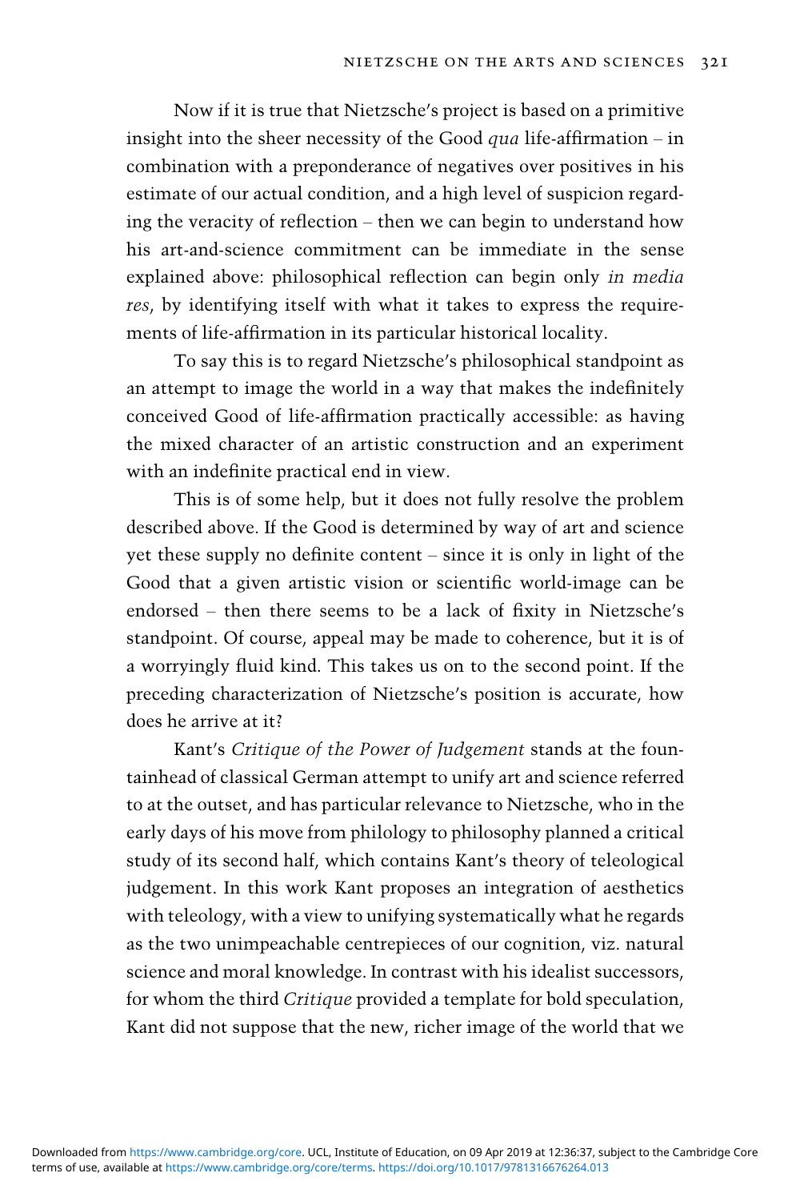Now if it is true that Nietzsche's project is based on a primitive insight into the sheer necessity of the Good *qua* life-affirmation – in combination with a preponderance of negatives over positives in his estimate of our actual condition, and a high level of suspicion regarding the veracity of reflection – then we can begin to understand how his art-and-science commitment can be immediate in the sense explained above: philosophical reflection can begin only *in media res*, by identifying itself with what it takes to express the requirements of life-affirmation in its particular historical locality.

To say this is to regard Nietzsche's philosophical standpoint as an attempt to image the world in a way that makes the indefinitely conceived Good of life-affirmation practically accessible: as having the mixed character of an artistic construction and an experiment with an indefinite practical end in view.

This is of some help, but it does not fully resolve the problem described above. If the Good is determined by way of art and science yet these supply no definite content – since it is only in light of the Good that a given artistic vision or scientific world-image can be endorsed – then there seems to be a lack of fixity in Nietzsche's standpoint. Of course, appeal may be made to coherence, but it is of a worryingly fluid kind. This takes us on to the second point. If the preceding characterization of Nietzsche's position is accurate, how does he arrive at it?

Kant's *Critique of the Power of Judgement* stands at the fountainhead of classical German attempt to unify art and science referred to at the outset, and has particular relevance to Nietzsche, who in the early days of his move from philology to philosophy planned a critical study of its second half, which contains Kant's theory of teleological judgement. In this work Kant proposes an integration of aesthetics with teleology, with a view to unifying systematically what he regards as the two unimpeachable centrepieces of our cognition, viz. natural science and moral knowledge. In contrast with his idealist successors, for whom the third *Critique* provided a template for bold speculation, Kant did not suppose that the new, richer image of the world that we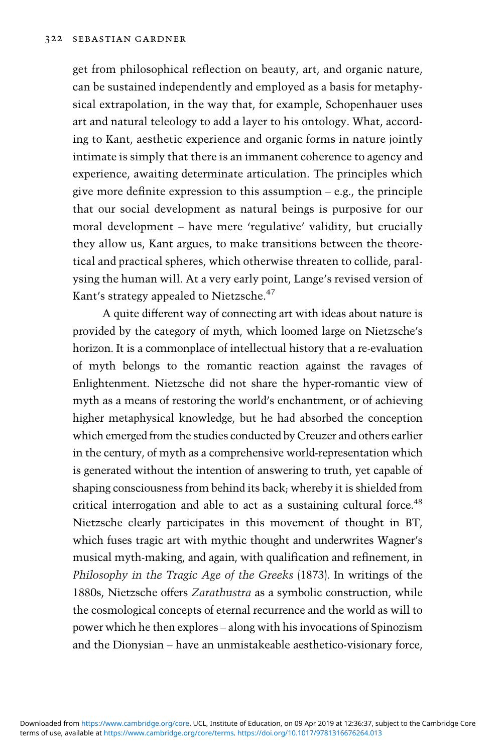get from philosophical reflection on beauty, art, and organic nature, can be sustained independently and employed as a basis for metaphysical extrapolation, in the way that, for example, Schopenhauer uses art and natural teleology to add a layer to his ontology. What, according to Kant, aesthetic experience and organic forms in nature jointly intimate is simply that there is an immanent coherence to agency and experience, awaiting determinate articulation. The principles which give more definite expression to this assumption – e.g., the principle that our social development as natural beings is purposive for our moral development – have mere 'regulative' validity, but crucially they allow us, Kant argues, to make transitions between the theoretical and practical spheres, which otherwise threaten to collide, paralysing the human will. At a very early point, Lange's revised version of Kant's strategy appealed to Nietzsche.[47]

A quite different way of connecting art with ideas about nature is provided by the category of myth, which loomed large on Nietzsche's horizon. It is a commonplace of intellectual history that a re-evaluation of myth belongs to the romantic reaction against the ravages of Enlightenment. Nietzsche did not share the hyper-romantic view of myth as a means of restoring the world's enchantment, or of achieving higher metaphysical knowledge, but he had absorbed the conception which emerged from the studies conducted by Creuzer and others earlier in the century, of myth as a comprehensive world-representation which is generated without the intention of answering to truth, yet capable of shaping consciousness from behind its back; whereby it is shielded from critical interrogation and able to act as a sustaining cultural force.[48] Nietzsche clearly participates in this movement of thought in BT, which fuses tragic art with mythic thought and underwrites Wagner's musical myth-making, and again, with qualification and refinement, in *Philosophy in the Tragic Age of the Greeks* (1873). In writings of the 1880s, Nietzsche offers *Zarathustra* as a symbolic construction, while the cosmological concepts of eternal recurrence and the world as will to power which he then explores – along with his invocations of Spinozism and the Dionysian – have an unmistakeable aesthetico-visionary force,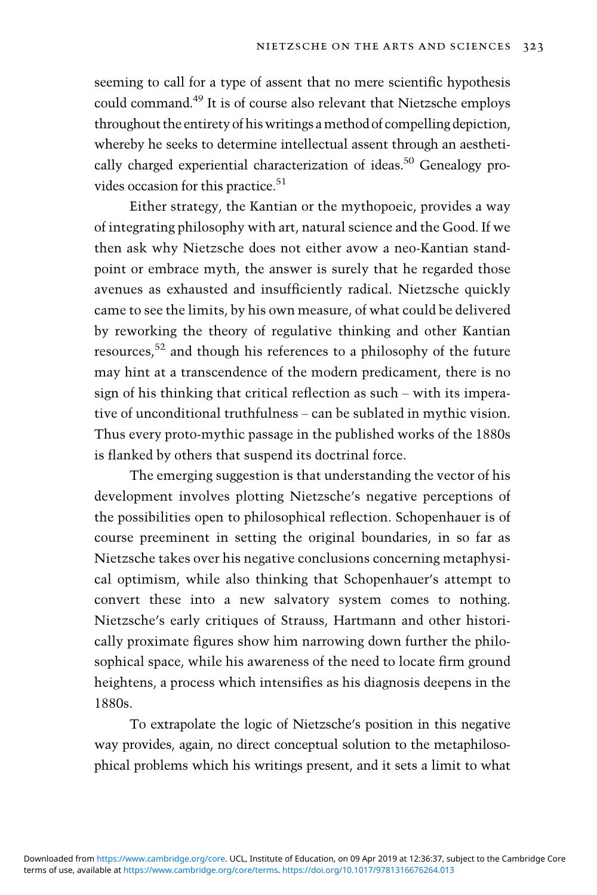seeming to call for a type of assent that no mere scientific hypothesis could command.[49] It is of course also relevant that Nietzsche employs throughout the entirety of his writings a method of compelling depiction, whereby he seeks to determine intellectual assent through an aesthetically charged experiential characterization of ideas.[50] Genealogy provides occasion for this practice.[51]

Either strategy, the Kantian or the mythopoeic, provides a way of integrating philosophy with art, natural science and the Good. If we then ask why Nietzsche does not either avow a neo-Kantian standpoint or embrace myth, the answer is surely that he regarded those avenues as exhausted and insufficiently radical. Nietzsche quickly came to see the limits, by his own measure, of what could be delivered by reworking the theory of regulative thinking and other Kantian resources,[52] and though his references to a philosophy of the future may hint at a transcendence of the modern predicament, there is no sign of his thinking that critical reflection as such – with its imperative of unconditional truthfulness – can be sublated in mythic vision. Thus every proto-mythic passage in the published works of the 1880s is flanked by others that suspend its doctrinal force.

The emerging suggestion is that understanding the vector of his development involves plotting Nietzsche's negative perceptions of the possibilities open to philosophical reflection. Schopenhauer is of course preeminent in setting the original boundaries, in so far as Nietzsche takes over his negative conclusions concerning metaphysical optimism, while also thinking that Schopenhauer's attempt to convert these into a new salvatory system comes to nothing. Nietzsche's early critiques of Strauss, Hartmann and other historically proximate figures show him narrowing down further the philosophical space, while his awareness of the need to locate firm ground heightens, a process which intensifies as his diagnosis deepens in the 1880s.

To extrapolate the logic of Nietzsche's position in this negative way provides, again, no direct conceptual solution to the metaphilosophical problems which his writings present, and it sets a limit to what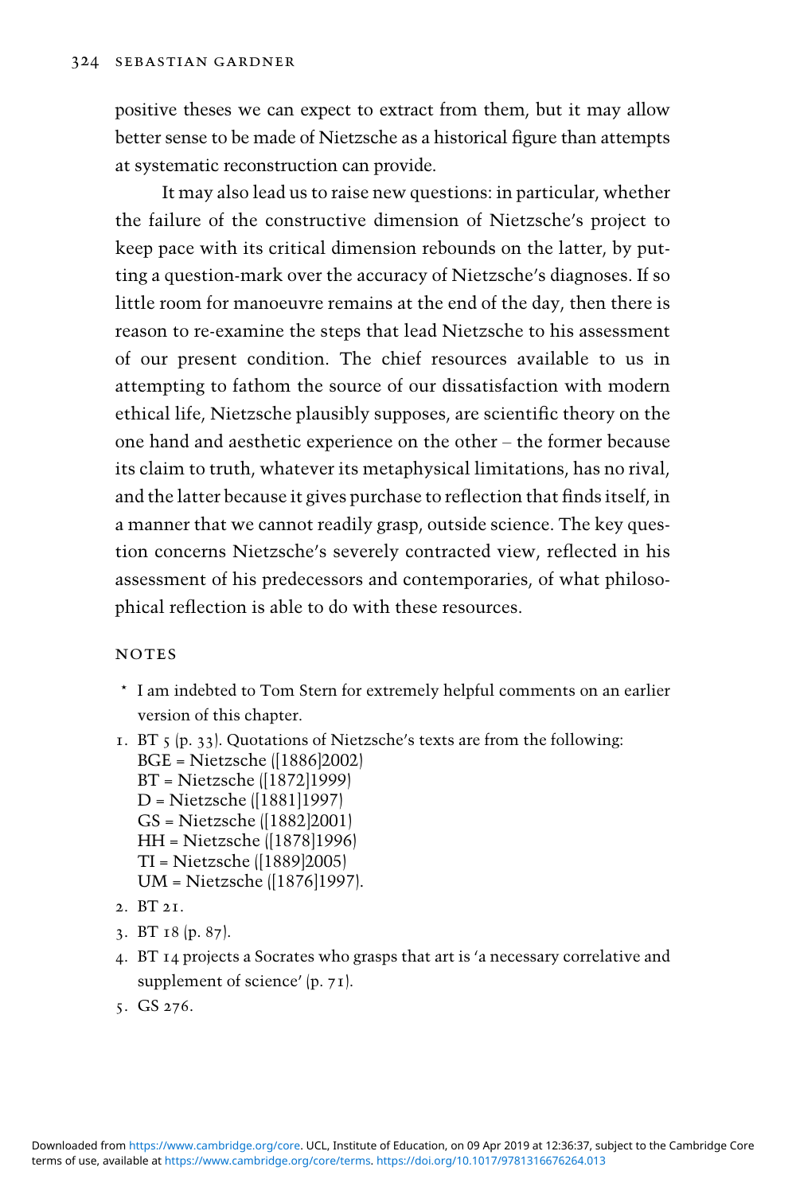positive theses we can expect to extract from them, but it may allow better sense to be made of Nietzsche as a historical figure than attempts at systematic reconstruction can provide.

It may also lead us to raise new questions: in particular, whether the failure of the constructive dimension of Nietzsche's project to keep pace with its critical dimension rebounds on the latter, by putting a question-mark over the accuracy of Nietzsche's diagnoses. If so little room for manoeuvre remains at the end of the day, then there is reason to re-examine the steps that lead Nietzsche to his assessment of our present condition. The chief resources available to us in attempting to fathom the source of our dissatisfaction with modern ethical life, Nietzsche plausibly supposes, are scientific theory on the one hand and aesthetic experience on the other – the former because its claim to truth, whatever its metaphysical limitations, has no rival, and the latter because it gives purchase to reflection that finds itself, in a manner that we cannot readily grasp, outside science. The key question concerns Nietzsche's severely contracted view, reflected in his assessment of his predecessors and contemporaries, of what philosophical reflection is able to do with these resources.

## NOTES

\* I am indebted to Tom Stern for extremely helpful comments on an earlier version of this chapter.

1. BT 5 (p. 33). Quotations of Nietzsche's texts are from the following:
   BGE = Nietzsche ([1886]2002)
   BT = Nietzsche ([1872]1999)
   D = Nietzsche ([1881]1997)
   GS = Nietzsche ([1882]2001)
   HH = Nietzsche ([1878]1996)
   TI = Nietzsche ([1889]2005)
   UM = Nietzsche ([1876]1997).
2. BT 21.
3. BT 18 (p. 87).
4. BT 14 projects a Socrates who grasps that art is 'a necessary correlative and supplement of science' (p. 71).
5. GS 276.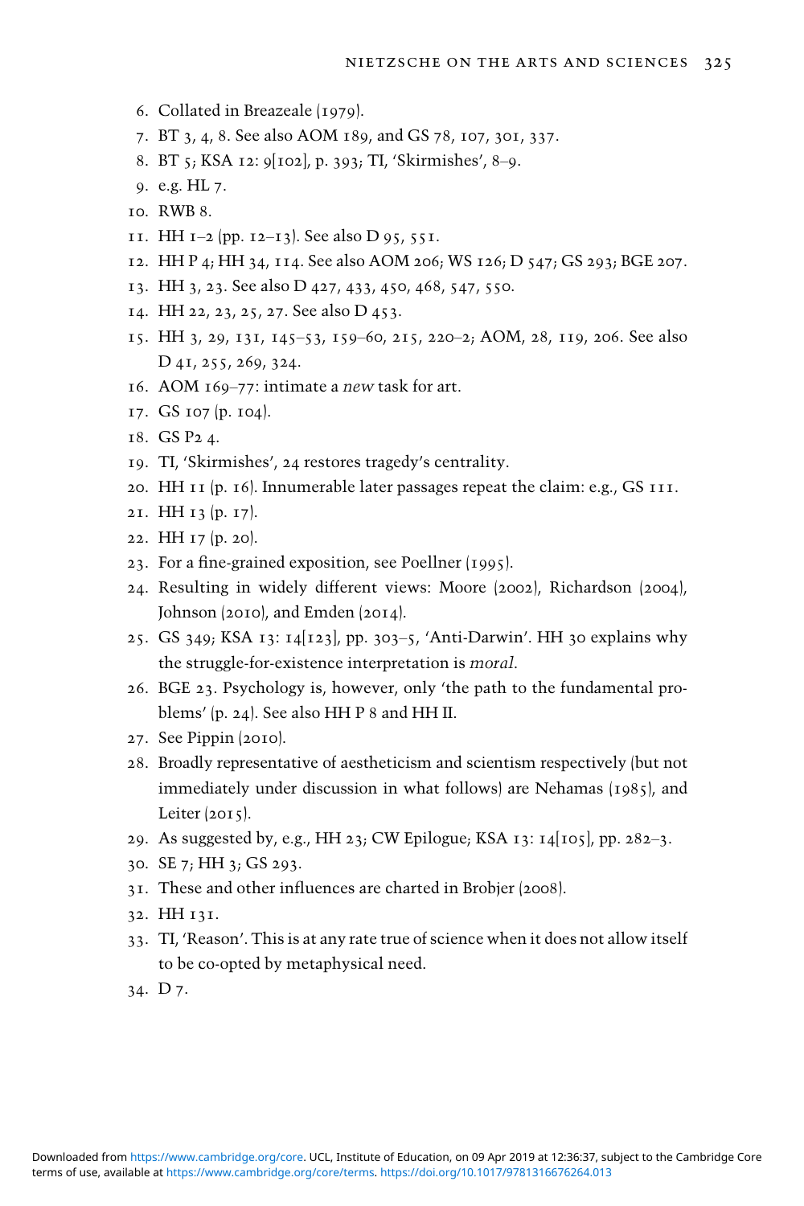6. Collated in Breazeale (1979).
7. BT 3, 4, 8. See also AOM 189, and GS 78, 107, 301, 337.
8. BT 5; KSA 12: 9[102], p. 393; TI, 'Skirmishes', 8–9.
9. e.g. HL 7.
10. RWB 8.
11. HH 1–2 (pp. 12–13). See also D 95, 551.
12. HH P 4; HH 34, 114. See also AOM 206; WS 126; D 547; GS 293; BGE 207.
13. HH 3, 23. See also D 427, 433, 450, 468, 547, 550.
14. HH 22, 23, 25, 27. See also D 453.
15. HH 3, 29, 131, 145–53, 159–60, 215, 220–2; AOM, 28, 119, 206. See also D 41, 255, 269, 324.
16. AOM 169–77: intimate a *new* task for art.
17. GS 107 (p. 104).
18. GS P2 4.
19. TI, 'Skirmishes', 24 restores tragedy's centrality.
20. HH 11 (p. 16). Innumerable later passages repeat the claim: e.g., GS 111.
21. HH 13 (p. 17).
22. HH 17 (p. 20).
23. For a fine-grained exposition, see Poellner (1995).
24. Resulting in widely different views: Moore (2002), Richardson (2004), Johnson (2010), and Emden (2014).
25. GS 349; KSA 13: 14[123], pp. 303–5, 'Anti-Darwin'. HH 30 explains why the struggle-for-existence interpretation is *moral*.
26. BGE 23. Psychology is, however, only 'the path to the fundamental problems' (p. 24). See also HH P 8 and HH II.
27. See Pippin (2010).
28. Broadly representative of aestheticism and scientism respectively (but not immediately under discussion in what follows) are Nehamas (1985), and Leiter (2015).
29. As suggested by, e.g., HH 23; CW Epilogue; KSA 13: 14[105], pp. 282–3.
30. SE 7; HH 3; GS 293.
31. These and other influences are charted in Brobjer (2008).
32. HH 131.
33. TI, 'Reason'. This is at any rate true of science when it does not allow itself to be co-opted by metaphysical need.
34. D 7.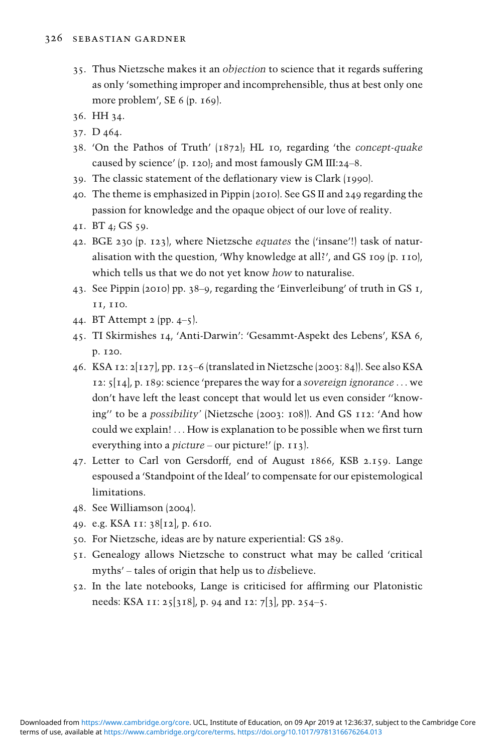35. Thus Nietzsche makes it an *objection* to science that it regards suffering as only 'something improper and incomprehensible, thus at best only one more problem', SE 6 (p. 169).
36. HH 34.
37. D 464.
38. 'On the Pathos of Truth' (1872); HL 10, regarding 'the *concept-quake* caused by science' (p. 120); and most famously GM III:24–8.
39. The classic statement of the deflationary view is Clark (1990).
40. The theme is emphasized in Pippin (2010). See GS II and 249 regarding the passion for knowledge and the opaque object of our love of reality.
41. BT 4; GS 59.
42. BGE 230 (p. 123), where Nietzsche *equates* the ('insane'!) task of naturalisation with the question, 'Why knowledge at all?', and GS 109 (p. 110), which tells us that we do not yet know *how* to naturalise.
43. See Pippin (2010) pp. 38–9, regarding the 'Einverleibung' of truth in GS 1, 11, 110.
44. BT Attempt 2 (pp. 4–5).
45. TI Skirmishes 14, 'Anti-Darwin': 'Gesammt-Aspekt des Lebens', KSA 6, p. 120.
46. KSA 12: 2[127], pp. 125–6 (translated in Nietzsche (2003: 84)). See also KSA 12: 5[14], p. 189: science 'prepares the way for a *sovereign ignorance* . . . we don't have left the least concept that would let us even consider ''knowing'' to be a *possibility*' (Nietzsche (2003: 108)). And GS 112: 'And how could we explain! . . . How is explanation to be possible when we first turn everything into a *picture* – our picture!' (p. 113).
47. Letter to Carl von Gersdorff, end of August 1866, KSB 2.159. Lange espoused a 'Standpoint of the Ideal' to compensate for our epistemological limitations.
48. See Williamson (2004).
49. e.g. KSA 11: 38[12], p. 610.
50. For Nietzsche, ideas are by nature experiential: GS 289.
51. Genealogy allows Nietzsche to construct what may be called 'critical myths' – tales of origin that help us to *dis*believe.
52. In the late notebooks, Lange is criticised for affirming our Platonistic needs: KSA 11: 25[318], p. 94 and 12: 7[3], pp. 254–5.